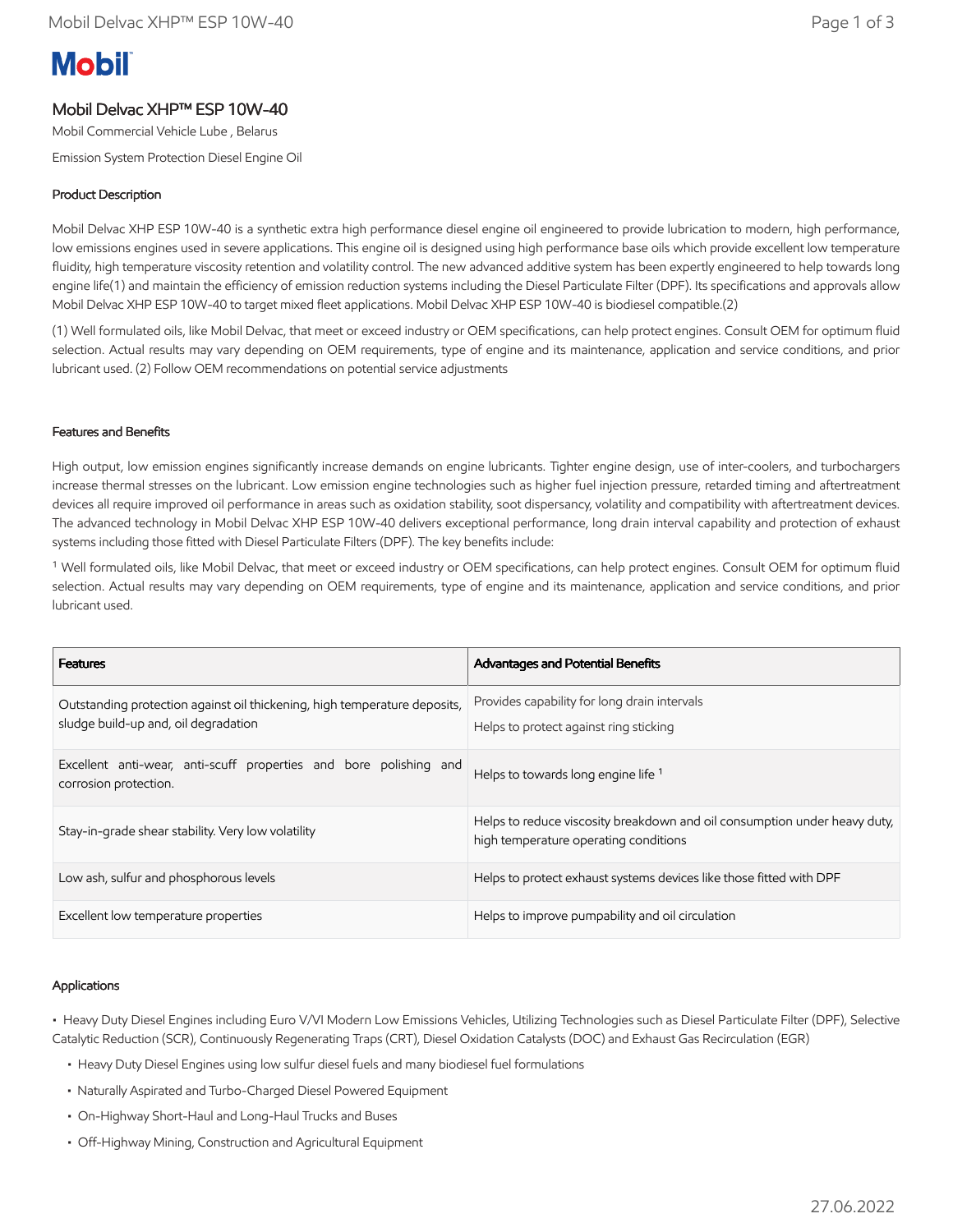**Mobil**

# Mobil Delvac XHP™ ESP 10W-40

Mobil Commercial Vehicle Lube , Belarus

Emission System Protection Diesel Engine Oil

## Product Description

Mobil Delvac XHP ESP 10W-40 is a synthetic extra high performance diesel engine oil engineered to provide lubrication to modern, high performance, low emissions engines used in severe applications. This engine oil is designed using high performance base oils which provide excellent low temperature fluidity, high temperature viscosity retention and volatility control. The new advanced additive system has been expertly engineered to help towards long engine life(1) and maintain the efficiency of emission reduction systems including the Diesel Particulate Filter (DPF). Its specifications and approvals allow Mobil Delvac XHP ESP 10W-40 to target mixed fleet applications. Mobil Delvac XHP ESP 10W-40 is biodiesel compatible.(2)

(1) Well formulated oils, like Mobil Delvac, that meet or exceed industry or OEM specifications, can help protect engines. Consult OEM for optimum fluid selection. Actual results may vary depending on OEM requirements, type of engine and its maintenance, application and service conditions, and prior lubricant used. (2) Follow OEM recommendations on potential service adjustments

## Features and Benefits

High output, low emission engines significantly increase demands on engine lubricants. Tighter engine design, use of inter-coolers, and turbochargers increase thermal stresses on the lubricant. Low emission engine technologies such as higher fuel injection pressure, retarded timing and aftertreatment devices all require improved oil performance in areas such as oxidation stability, soot dispersancy, volatility and compatibility with aftertreatment devices. The advanced technology in Mobil Delvac XHP ESP 10W-40 delivers exceptional performance, long drain interval capability and protection of exhaust systems including those fitted with Diesel Particulate Filters (DPF). The key benefits include:

[1] Well formulated oils, like Mobil Delvac, that meet or exceed industry or OEM specifications, can help protect engines. Consult OEM for optimum fluid selection. Actual results may vary depending on OEM requirements, type of engine and its maintenance, application and service conditions, and prior lubricant used.

| Features | Advantages and Potential Benefits |
|---|---|
| Outstanding protection against oil thickening, high temperature deposits, sludge build-up and, oil degradation | Provides capability for long drain intervals<br>Helps to protect against ring sticking |
| Excellent anti-wear, anti-scuff properties and bore polishing and corrosion protection. | Helps to towards long engine life [1] |
| Stay-in-grade shear stability. Very low volatility | Helps to reduce viscosity breakdown and oil consumption under heavy duty, high temperature operating conditions |
| Low ash, sulfur and phosphorous levels | Helps to protect exhaust systems devices like those fitted with DPF |
| Excellent low temperature properties | Helps to improve pumpability and oil circulation |

## Applications

- Heavy Duty Diesel Engines including Euro V/VI Modern Low Emissions Vehicles, Utilizing Technologies such as Diesel Particulate Filter (DPF), Selective Catalytic Reduction (SCR), Continuously Regenerating Traps (CRT), Diesel Oxidation Catalysts (DOC) and Exhaust Gas Recirculation (EGR)
  - Heavy Duty Diesel Engines using low sulfur diesel fuels and many biodiesel fuel formulations
  - Naturally Aspirated and Turbo-Charged Diesel Powered Equipment
  - On-Highway Short-Haul and Long-Haul Trucks and Buses
  - Off-Highway Mining, Construction and Agricultural Equipment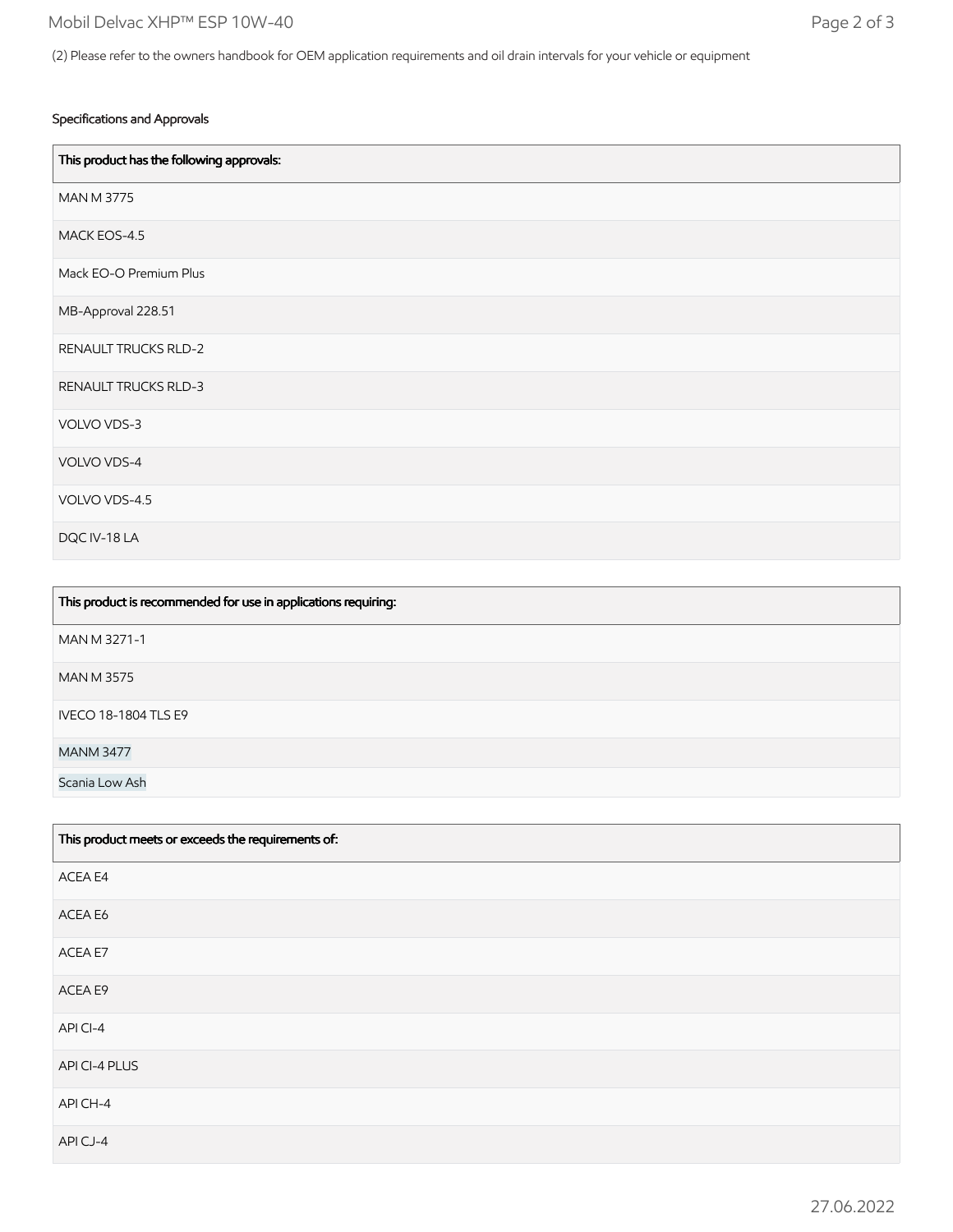(2) Please refer to the owners handbook for OEM application requirements and oil drain intervals for your vehicle or equipment

## Specifications and Approvals

| This product has the following approvals: |
| --- |
| MAN M 3775 |
| MACK EOS-4.5 |
| Mack EO-O Premium Plus |
| MB-Approval 228.51 |
| RENAULT TRUCKS RLD-2 |
| RENAULT TRUCKS RLD-3 |
| VOLVO VDS-3 |
| VOLVO VDS-4 |
| VOLVO VDS-4.5 |
| DQC IV-18 LA |

| This product is recommended for use in applications requiring: |
| --- |
| MAN M 3271-1 |
| MAN M 3575 |
| IVECO 18-1804 TLS E9 |
| MANM 3477 |
| Scania Low Ash |

| This product meets or exceeds the requirements of: |
| --- |
| ACEA E4 |
| ACEA E6 |
| ACEA E7 |
| ACEA E9 |
| API CI-4 |
| API CI-4 PLUS |
| API CH-4 |
| API CJ-4 |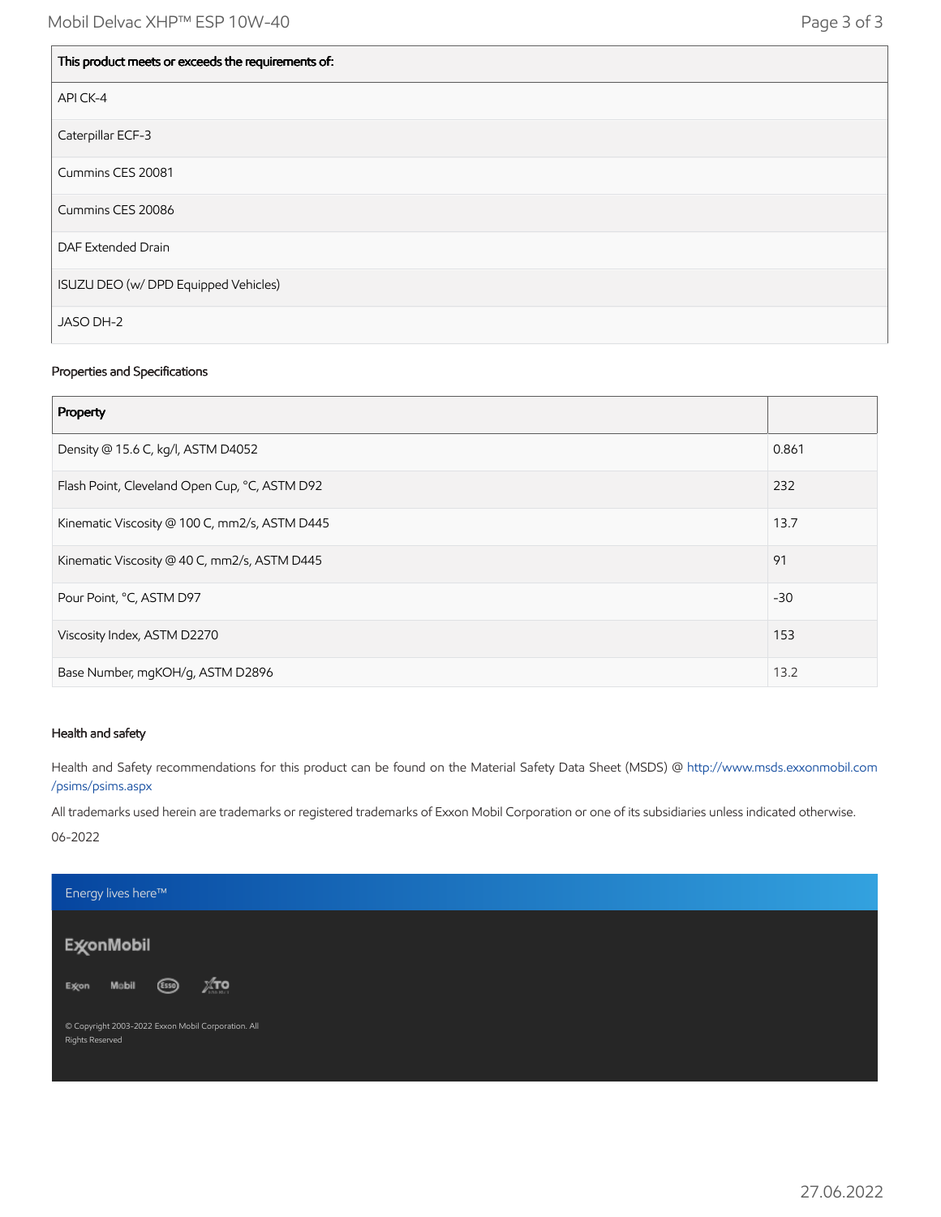| This product meets or exceeds the requirements of: |
| --- |
| API CK-4 |
| Caterpillar ECF-3 |
| Cummins CES 20081 |
| Cummins CES 20086 |
| DAF Extended Drain |
| ISUZU DEO (w/ DPD Equipped Vehicles) |
| JASO DH-2 |

### Properties and Specifications

| Property | |
| --- | --- |
| Density @ 15.6 C, kg/l, ASTM D4052 | 0.861 |
| Flash Point, Cleveland Open Cup, °C, ASTM D92 | 232 |
| Kinematic Viscosity @ 100 C, mm2/s, ASTM D445 | 13.7 |
| Kinematic Viscosity @ 40 C, mm2/s, ASTM D445 | 91 |
| Pour Point, °C, ASTM D97 | -30 |
| Viscosity Index, ASTM D2270 | 153 |
| Base Number, mgKOH/g, ASTM D2896 | 13.2 |

### Health and safety

Health and Safety recommendations for this product can be found on the Material Safety Data Sheet (MSDS) @ http://www.msds.exxonmobil.com/psims/psims.aspx

All trademarks used herein are trademarks or registered trademarks of Exxon Mobil Corporation or one of its subsidiaries unless indicated otherwise.

06-2022

Energy lives here™

ExxonMobil

Exxon Mobil Esso XTO

© Copyright 2003-2022 Exxon Mobil Corporation. All Rights Reserved